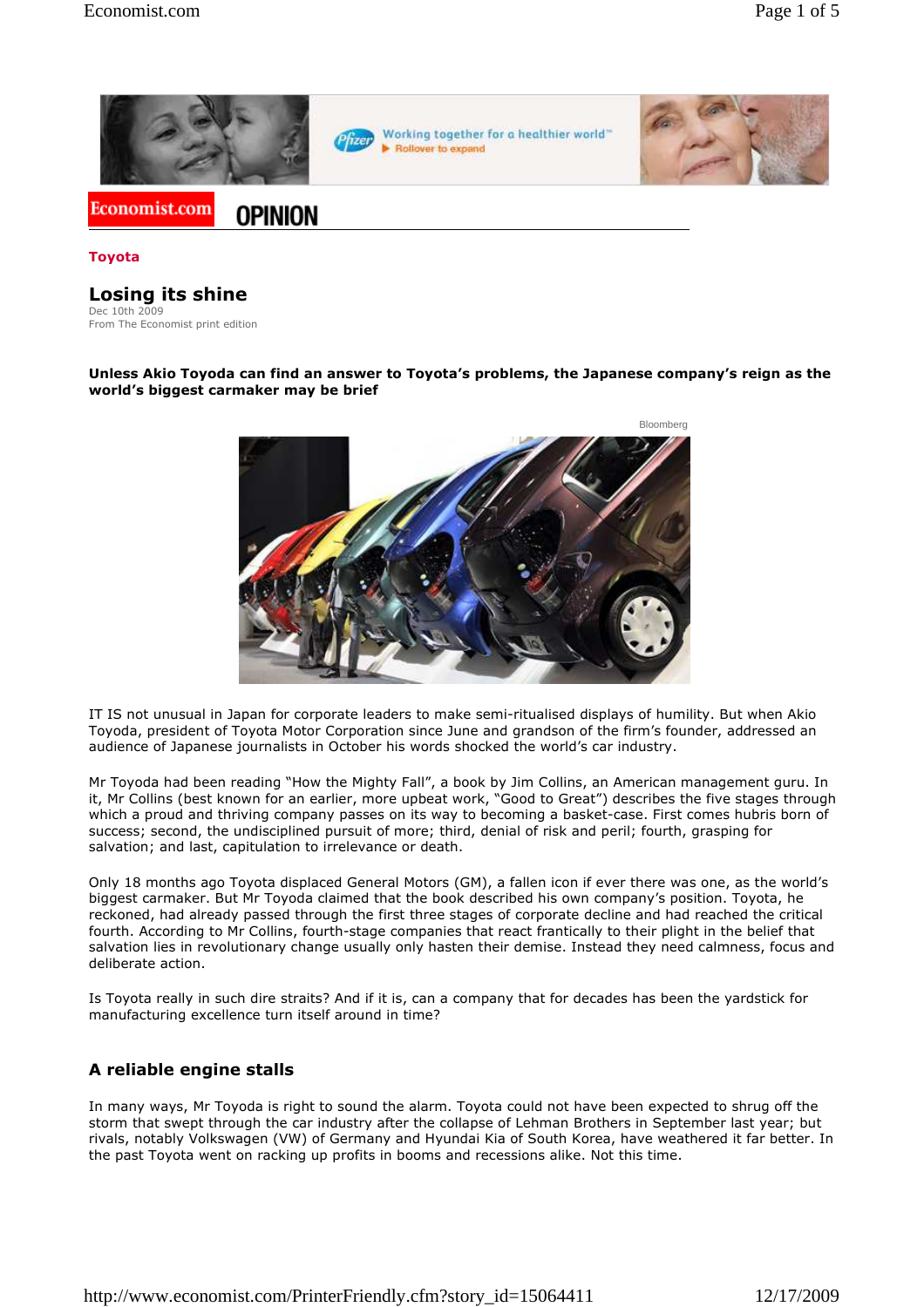Toyota

# Losing its shine

Dec 10th 2009
From The Economist print edition

**Unless Akio Toyoda can find an answer to Toyota's problems, the Japanese company's reign as the world's biggest carmaker may be brief**

Bloomberg

IT IS not unusual in Japan for corporate leaders to make semi-ritualised displays of humility. But when Akio Toyoda, president of Toyota Motor Corporation since June and grandson of the firm's founder, addressed an audience of Japanese journalists in October his words shocked the world's car industry.

Mr Toyoda had been reading "How the Mighty Fall", a book by Jim Collins, an American management guru. In it, Mr Collins (best known for an earlier, more upbeat work, "Good to Great") describes the five stages through which a proud and thriving company passes on its way to becoming a basket-case. First comes hubris born of success; second, the undisciplined pursuit of more; third, denial of risk and peril; fourth, grasping for salvation; and last, capitulation to irrelevance or death.

Only 18 months ago Toyota displaced General Motors (GM), a fallen icon if ever there was one, as the world's biggest carmaker. But Mr Toyoda claimed that the book described his own company's position. Toyota, he reckoned, had already passed through the first three stages of corporate decline and had reached the critical fourth. According to Mr Collins, fourth-stage companies that react frantically to their plight in the belief that salvation lies in revolutionary change usually only hasten their demise. Instead they need calmness, focus and deliberate action.

Is Toyota really in such dire straits? And if it is, can a company that for decades has been the yardstick for manufacturing excellence turn itself around in time?

## A reliable engine stalls

In many ways, Mr Toyoda is right to sound the alarm. Toyota could not have been expected to shrug off the storm that swept through the car industry after the collapse of Lehman Brothers in September last year; but rivals, notably Volkswagen (VW) of Germany and Hyundai Kia of South Korea, have weathered it far better. In the past Toyota went on racking up profits in booms and recessions alike. Not this time.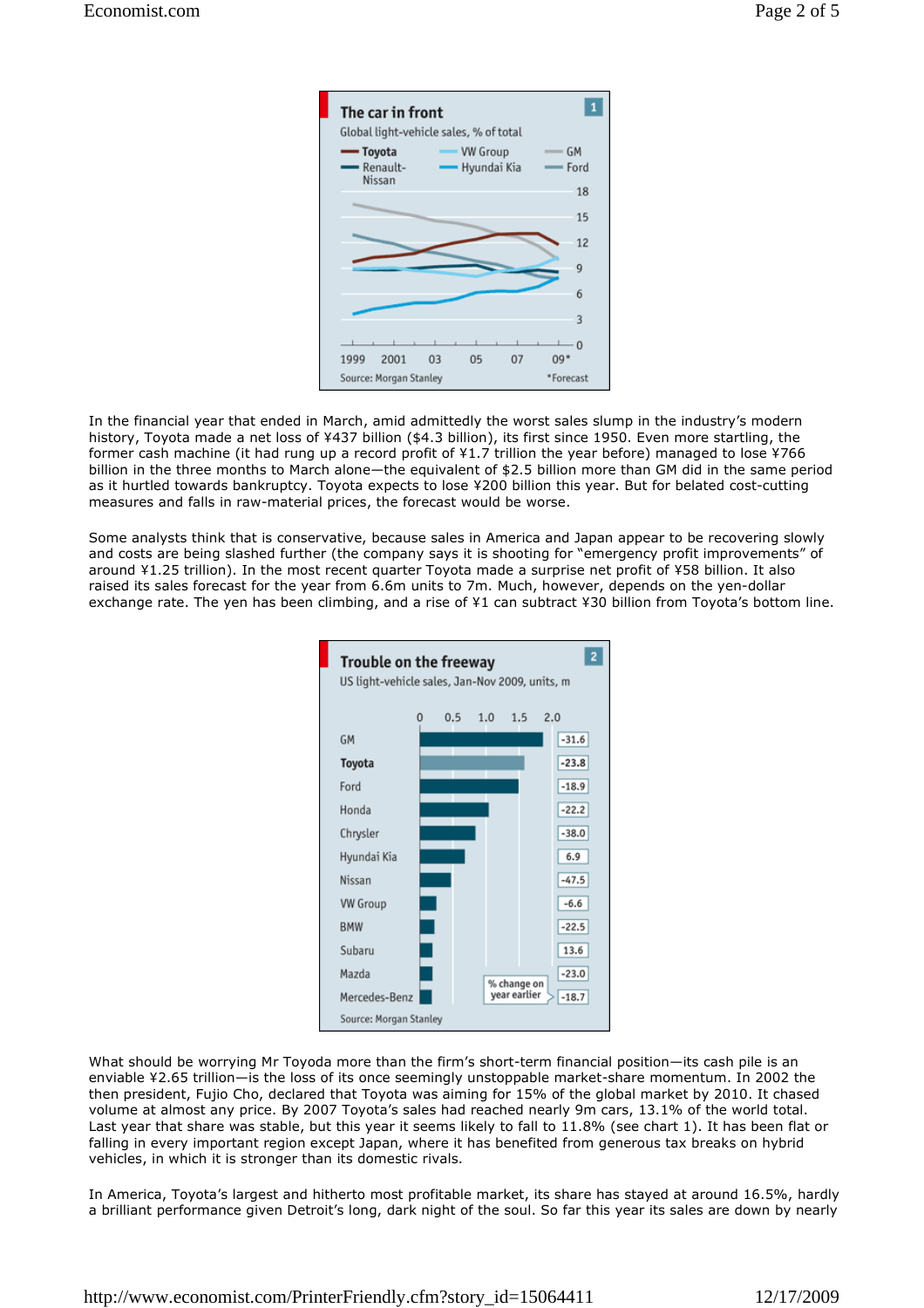**The car in front**

Global light-vehicle sales, % of total

Toyota · Renault-Nissan · VW Group · Hyundai Kia · GM · Ford

1999 2001 03 05 07 09*

Source: Morgan Stanley *Forecast

In the financial year that ended in March, amid admittedly the worst sales slump in the industry's modern history, Toyota made a net loss of ¥437 billion ($4.3 billion), its first since 1950. Even more startling, the former cash machine (it had rung up a record profit of ¥1.7 trillion the year before) managed to lose ¥766 billion in the three months to March alone—the equivalent of $2.5 billion more than GM did in the same period as it hurtled towards bankruptcy. Toyota expects to lose ¥200 billion this year. But for belated cost-cutting measures and falls in raw-material prices, the forecast would be worse.

Some analysts think that is conservative, because sales in America and Japan appear to be recovering slowly and costs are being slashed further (the company says it is shooting for "emergency profit improvements" of around ¥1.25 trillion). In the most recent quarter Toyota made a surprise net profit of ¥58 billion. It also raised its sales forecast for the year from 6.6m units to 7m. Much, however, depends on the yen-dollar exchange rate. The yen has been climbing, and a rise of ¥1 can subtract ¥30 billion from Toyota's bottom line.

**Trouble on the freeway**

US light-vehicle sales, Jan-Nov 2009, units, m

| Company | % change on year earlier |
|---|---|
| GM | -31.6 |
| Toyota | -23.8 |
| Ford | -18.9 |
| Honda | -22.2 |
| Chrysler | -38.0 |
| Hyundai Kia | 6.9 |
| Nissan | -47.5 |
| VW Group | -6.6 |
| BMW | -22.5 |
| Subaru | 13.6 |
| Mazda | -23.0 |
| Mercedes-Benz | -18.7 |

Source: Morgan Stanley

What should be worrying Mr Toyoda more than the firm's short-term financial position—its cash pile is an enviable ¥2.65 trillion—is the loss of its once seemingly unstoppable market-share momentum. In 2002 the then president, Fujio Cho, declared that Toyota was aiming for 15% of the global market by 2010. It chased volume at almost any price. By 2007 Toyota's sales had reached nearly 9m cars, 13.1% of the world total. Last year that share was stable, but this year it seems likely to fall to 11.8% (see chart 1). It has been flat or falling in every important region except Japan, where it has benefited from generous tax breaks on hybrid vehicles, in which it is stronger than its domestic rivals.

In America, Toyota's largest and hitherto most profitable market, its share has stayed at around 16.5%, hardly a brilliant performance given Detroit's long, dark night of the soul. So far this year its sales are down by nearly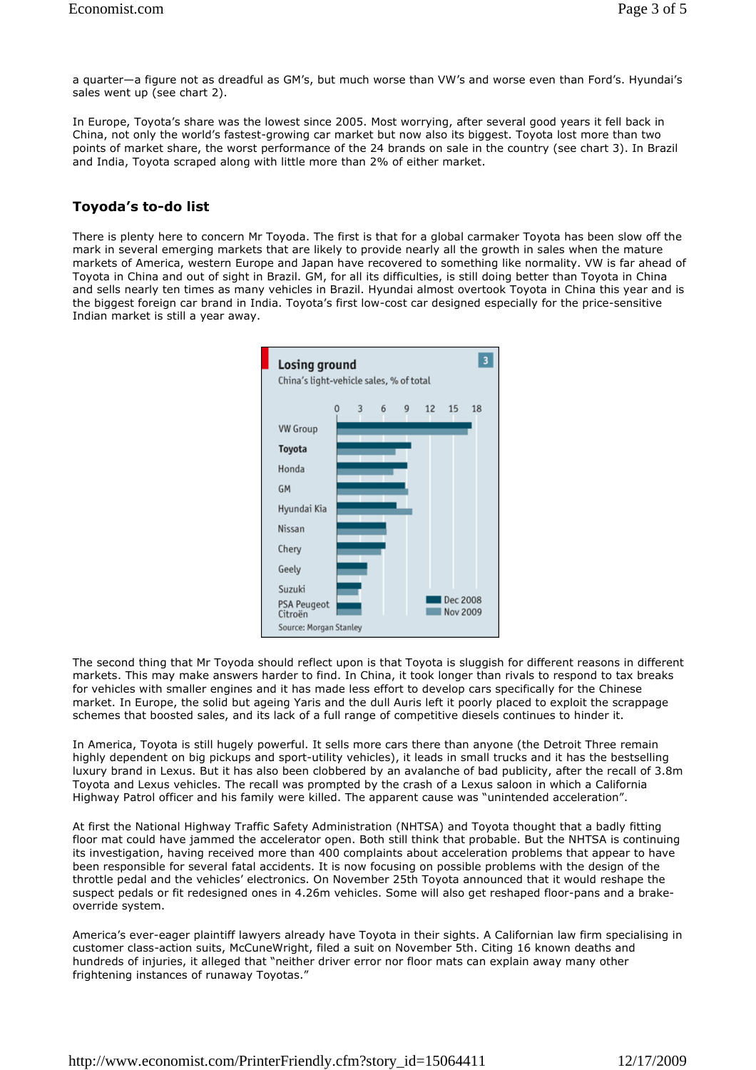a quarter—a figure not as dreadful as GM's, but much worse than VW's and worse even than Ford's. Hyundai's sales went up (see chart 2).

In Europe, Toyota's share was the lowest since 2005. Most worrying, after several good years it fell back in China, not only the world's fastest-growing car market but now also its biggest. Toyota lost more than two points of market share, the worst performance of the 24 brands on sale in the country (see chart 3). In Brazil and India, Toyota scraped along with little more than 2% of either market.

## Toyoda's to-do list

There is plenty here to concern Mr Toyoda. The first is that for a global carmaker Toyota has been slow off the mark in several emerging markets that are likely to provide nearly all the growth in sales when the mature markets of America, western Europe and Japan have recovered to something like normality. VW is far ahead of Toyota in China and out of sight in Brazil. GM, for all its difficulties, is still doing better than Toyota in China and sells nearly ten times as many vehicles in Brazil. Hyundai almost overtook Toyota in China this year and is the biggest foreign car brand in India. Toyota's first low-cost car designed especially for the price-sensitive Indian market is still a year away.

**Losing ground** (3)

China's light-vehicle sales, % of total

Brands shown: VW Group, Toyota, Honda, GM, Hyundai Kia, Nissan, Chery, Geely, Suzuki, PSA Peugeot Citroën (Dec 2008 vs Nov 2009)

Source: Morgan Stanley

The second thing that Mr Toyoda should reflect upon is that Toyota is sluggish for different reasons in different markets. This may make answers harder to find. In China, it took longer than rivals to respond to tax breaks for vehicles with smaller engines and it has made less effort to develop cars specifically for the Chinese market. In Europe, the solid but ageing Yaris and the dull Auris left it poorly placed to exploit the scrappage schemes that boosted sales, and its lack of a full range of competitive diesels continues to hinder it.

In America, Toyota is still hugely powerful. It sells more cars there than anyone (the Detroit Three remain highly dependent on big pickups and sport-utility vehicles), it leads in small trucks and it has the bestselling luxury brand in Lexus. But it has also been clobbered by an avalanche of bad publicity, after the recall of 3.8m Toyota and Lexus vehicles. The recall was prompted by the crash of a Lexus saloon in which a California Highway Patrol officer and his family were killed. The apparent cause was "unintended acceleration".

At first the National Highway Traffic Safety Administration (NHTSA) and Toyota thought that a badly fitting floor mat could have jammed the accelerator open. Both still think that probable. But the NHTSA is continuing its investigation, having received more than 400 complaints about acceleration problems that appear to have been responsible for several fatal accidents. It is now focusing on possible problems with the design of the throttle pedal and the vehicles' electronics. On November 25th Toyota announced that it would reshape the suspect pedals or fit redesigned ones in 4.26m vehicles. Some will also get reshaped floor-pans and a brake-override system.

America's ever-eager plaintiff lawyers already have Toyota in their sights. A Californian law firm specialising in customer class-action suits, McCuneWright, filed a suit on November 5th. Citing 16 known deaths and hundreds of injuries, it alleged that "neither driver error nor floor mats can explain away many other frightening instances of runaway Toyotas."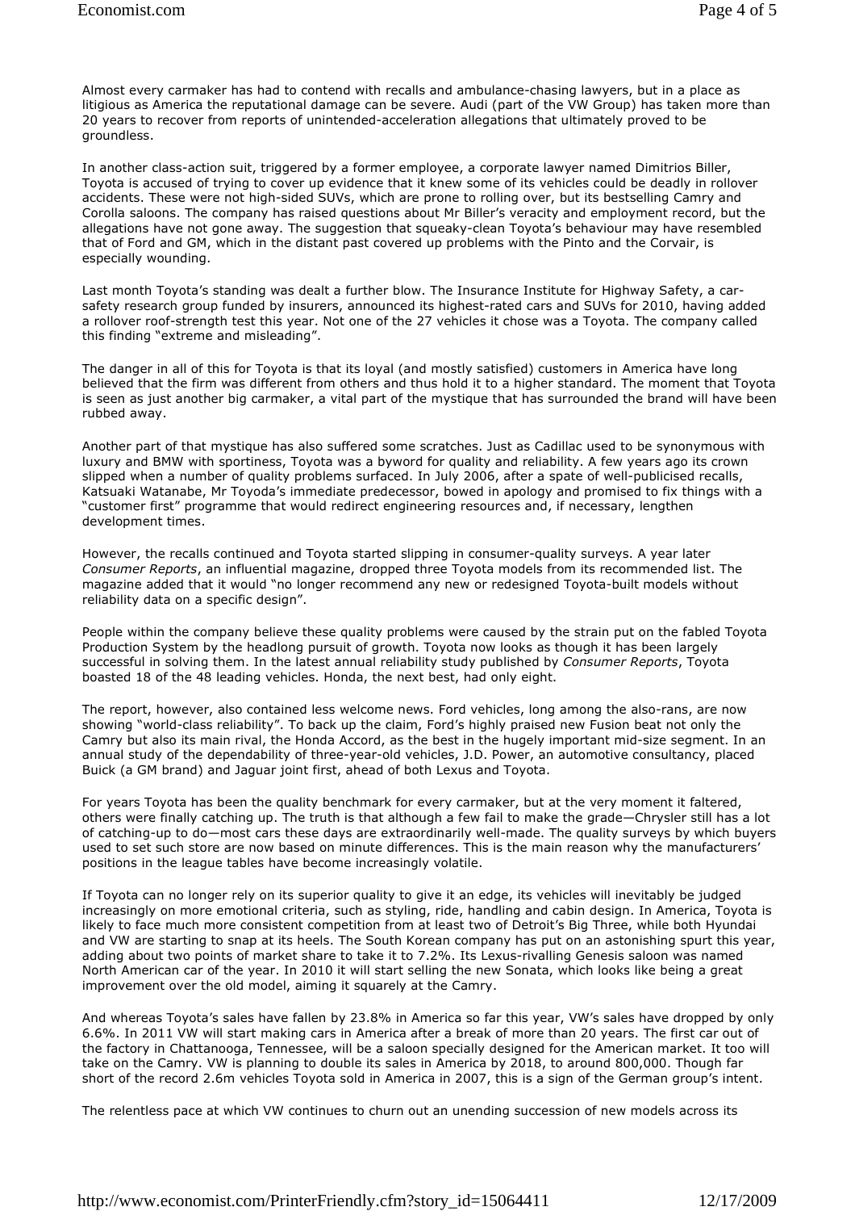Almost every carmaker has had to contend with recalls and ambulance-chasing lawyers, but in a place as litigious as America the reputational damage can be severe. Audi (part of the VW Group) has taken more than 20 years to recover from reports of unintended-acceleration allegations that ultimately proved to be groundless.

In another class-action suit, triggered by a former employee, a corporate lawyer named Dimitrios Biller, Toyota is accused of trying to cover up evidence that it knew some of its vehicles could be deadly in rollover accidents. These were not high-sided SUVs, which are prone to rolling over, but its bestselling Camry and Corolla saloons. The company has raised questions about Mr Biller's veracity and employment record, but the allegations have not gone away. The suggestion that squeaky-clean Toyota's behaviour may have resembled that of Ford and GM, which in the distant past covered up problems with the Pinto and the Corvair, is especially wounding.

Last month Toyota's standing was dealt a further blow. The Insurance Institute for Highway Safety, a car-safety research group funded by insurers, announced its highest-rated cars and SUVs for 2010, having added a rollover roof-strength test this year. Not one of the 27 vehicles it chose was a Toyota. The company called this finding "extreme and misleading".

The danger in all of this for Toyota is that its loyal (and mostly satisfied) customers in America have long believed that the firm was different from others and thus hold it to a higher standard. The moment that Toyota is seen as just another big carmaker, a vital part of the mystique that has surrounded the brand will have been rubbed away.

Another part of that mystique has also suffered some scratches. Just as Cadillac used to be synonymous with luxury and BMW with sportiness, Toyota was a byword for quality and reliability. A few years ago its crown slipped when a number of quality problems surfaced. In July 2006, after a spate of well-publicised recalls, Katsuaki Watanabe, Mr Toyoda's immediate predecessor, bowed in apology and promised to fix things with a "customer first" programme that would redirect engineering resources and, if necessary, lengthen development times.

However, the recalls continued and Toyota started slipping in consumer-quality surveys. A year later *Consumer Reports*, an influential magazine, dropped three Toyota models from its recommended list. The magazine added that it would "no longer recommend any new or redesigned Toyota-built models without reliability data on a specific design".

People within the company believe these quality problems were caused by the strain put on the fabled Toyota Production System by the headlong pursuit of growth. Toyota now looks as though it has been largely successful in solving them. In the latest annual reliability study published by *Consumer Reports*, Toyota boasted 18 of the 48 leading vehicles. Honda, the next best, had only eight.

The report, however, also contained less welcome news. Ford vehicles, long among the also-rans, are now showing "world-class reliability". To back up the claim, Ford's highly praised new Fusion beat not only the Camry but also its main rival, the Honda Accord, as the best in the hugely important mid-size segment. In an annual study of the dependability of three-year-old vehicles, J.D. Power, an automotive consultancy, placed Buick (a GM brand) and Jaguar joint first, ahead of both Lexus and Toyota.

For years Toyota has been the quality benchmark for every carmaker, but at the very moment it faltered, others were finally catching up. The truth is that although a few fail to make the grade—Chrysler still has a lot of catching-up to do—most cars these days are extraordinarily well-made. The quality surveys by which buyers used to set such store are now based on minute differences. This is the main reason why the manufacturers' positions in the league tables have become increasingly volatile.

If Toyota can no longer rely on its superior quality to give it an edge, its vehicles will inevitably be judged increasingly on more emotional criteria, such as styling, ride, handling and cabin design. In America, Toyota is likely to face much more consistent competition from at least two of Detroit's Big Three, while both Hyundai and VW are starting to snap at its heels. The South Korean company has put on an astonishing spurt this year, adding about two points of market share to take it to 7.2%. Its Lexus-rivalling Genesis saloon was named North American car of the year. In 2010 it will start selling the new Sonata, which looks like being a great improvement over the old model, aiming it squarely at the Camry.

And whereas Toyota's sales have fallen by 23.8% in America so far this year, VW's sales have dropped by only 6.6%. In 2011 VW will start making cars in America after a break of more than 20 years. The first car out of the factory in Chattanooga, Tennessee, will be a saloon specially designed for the American market. It too will take on the Camry. VW is planning to double its sales in America by 2018, to around 800,000. Though far short of the record 2.6m vehicles Toyota sold in America in 2007, this is a sign of the German group's intent.

The relentless pace at which VW continues to churn out an unending succession of new models across its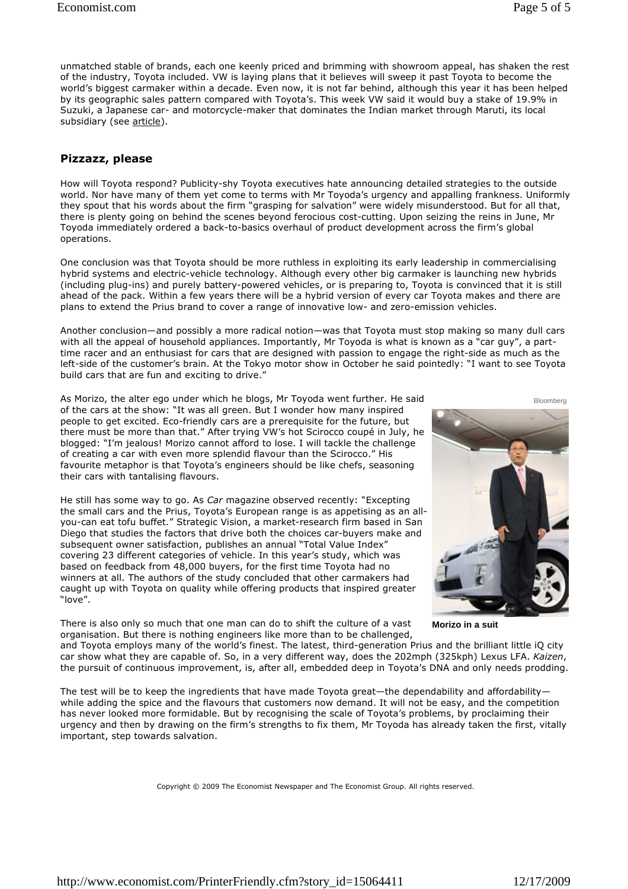unmatched stable of brands, each one keenly priced and brimming with showroom appeal, has shaken the rest of the industry, Toyota included. VW is laying plans that it believes will sweep it past Toyota to become the world's biggest carmaker within a decade. Even now, it is not far behind, although this year it has been helped by its geographic sales pattern compared with Toyota's. This week VW said it would buy a stake of 19.9% in Suzuki, a Japanese car- and motorcycle-maker that dominates the Indian market through Maruti, its local subsidiary (see article).

## Pizzazz, please

How will Toyota respond? Publicity-shy Toyota executives hate announcing detailed strategies to the outside world. Nor have many of them yet come to terms with Mr Toyoda's urgency and appalling frankness. Uniformly they spout that his words about the firm "grasping for salvation" were widely misunderstood. But for all that, there is plenty going on behind the scenes beyond ferocious cost-cutting. Upon seizing the reins in June, Mr Toyoda immediately ordered a back-to-basics overhaul of product development across the firm's global operations.

One conclusion was that Toyota should be more ruthless in exploiting its early leadership in commercialising hybrid systems and electric-vehicle technology. Although every other big carmaker is launching new hybrids (including plug-ins) and purely battery-powered vehicles, or is preparing to, Toyota is convinced that it is still ahead of the pack. Within a few years there will be a hybrid version of every car Toyota makes and there are plans to extend the Prius brand to cover a range of innovative low- and zero-emission vehicles.

Another conclusion—and possibly a more radical notion—was that Toyota must stop making so many dull cars with all the appeal of household appliances. Importantly, Mr Toyoda is what is known as a "car guy", a part-time racer and an enthusiast for cars that are designed with passion to engage the right-side as much as the left-side of the customer's brain. At the Tokyo motor show in October he said pointedly: "I want to see Toyota build cars that are fun and exciting to drive."

As Morizo, the alter ego under which he blogs, Mr Toyoda went further. He said of the cars at the show: "It was all green. But I wonder how many inspired people to get excited. Eco-friendly cars are a prerequisite for the future, but there must be more than that." After trying VW's hot Scirocco coupé in July, he blogged: "I'm jealous! Morizo cannot afford to lose. I will tackle the challenge of creating a car with even more splendid flavour than the Scirocco." His favourite metaphor is that Toyota's engineers should be like chefs, seasoning their cars with tantalising flavours.

Bloomberg

**Morizo in a suit**

He still has some way to go. As *Car* magazine observed recently: "Excepting the small cars and the Prius, Toyota's European range is as appetising as an all-you-can eat tofu buffet." Strategic Vision, a market-research firm based in San Diego that studies the factors that drive both the choices car-buyers make and subsequent owner satisfaction, publishes an annual "Total Value Index" covering 23 different categories of vehicle. In this year's study, which was based on feedback from 48,000 buyers, for the first time Toyota had no winners at all. The authors of the study concluded that other carmakers had caught up with Toyota on quality while offering products that inspired greater "love".

There is also only so much that one man can do to shift the culture of a vast organisation. But there is nothing engineers like more than to be challenged, and Toyota employs many of the world's finest. The latest, third-generation Prius and the brilliant little iQ city car show what they are capable of. So, in a very different way, does the 202mph (325kph) Lexus LFA. *Kaizen*, the pursuit of continuous improvement, is, after all, embedded deep in Toyota's DNA and only needs prodding.

The test will be to keep the ingredients that have made Toyota great—the dependability and affordability—while adding the spice and the flavours that customers now demand. It will not be easy, and the competition has never looked more formidable. But by recognising the scale of Toyota's problems, by proclaiming their urgency and then by drawing on the firm's strengths to fix them, Mr Toyoda has already taken the first, vitally important, step towards salvation.

Copyright © 2009 The Economist Newspaper and The Economist Group. All rights reserved.